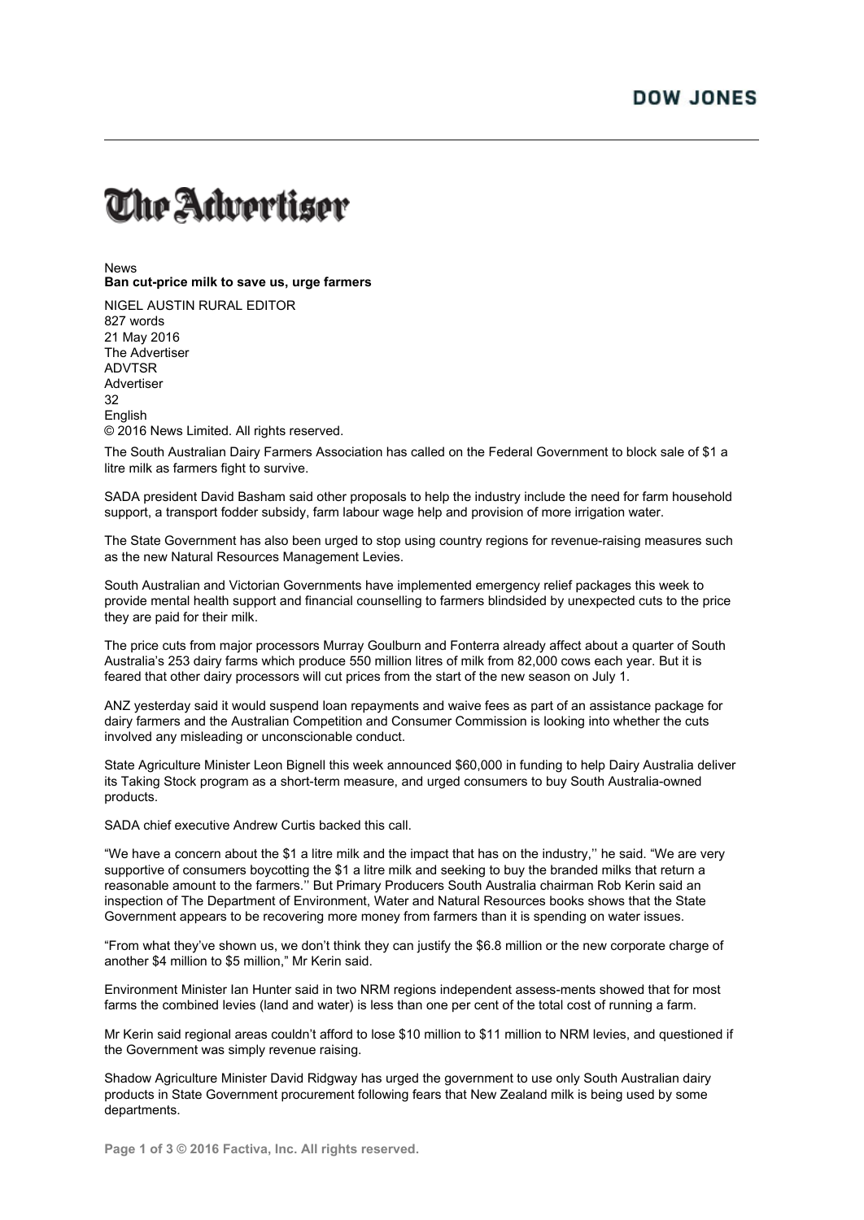# The Advertiser

News

**Ban cut-price milk to save us, urge farmers**

NIGEL AUSTIN RURAL EDITOR
827 words
21 May 2016
The Advertiser
ADVTSR
Advertiser
32
English
© 2016 News Limited. All rights reserved.

The South Australian Dairy Farmers Association has called on the Federal Government to block sale of $1 a litre milk as farmers fight to survive.

SADA president David Basham said other proposals to help the industry include the need for farm household support, a transport fodder subsidy, farm labour wage help and provision of more irrigation water.

The State Government has also been urged to stop using country regions for revenue-raising measures such as the new Natural Resources Management Levies.

South Australian and Victorian Governments have implemented emergency relief packages this week to provide mental health support and financial counselling to farmers blindsided by unexpected cuts to the price they are paid for their milk.

The price cuts from major processors Murray Goulburn and Fonterra already affect about a quarter of South Australia's 253 dairy farms which produce 550 million litres of milk from 82,000 cows each year. But it is feared that other dairy processors will cut prices from the start of the new season on July 1.

ANZ yesterday said it would suspend loan repayments and waive fees as part of an assistance package for dairy farmers and the Australian Competition and Consumer Commission is looking into whether the cuts involved any misleading or unconscionable conduct.

State Agriculture Minister Leon Bignell this week announced $60,000 in funding to help Dairy Australia deliver its Taking Stock program as a short-term measure, and urged consumers to buy South Australia-owned products.

SADA chief executive Andrew Curtis backed this call.

"We have a concern about the $1 a litre milk and the impact that has on the industry,'' he said. "We are very supportive of consumers boycotting the $1 a litre milk and seeking to buy the branded milks that return a reasonable amount to the farmers.'' But Primary Producers South Australia chairman Rob Kerin said an inspection of The Department of Environment, Water and Natural Resources books shows that the State Government appears to be recovering more money from farmers than it is spending on water issues.

"From what they've shown us, we don't think they can justify the $6.8 million or the new corporate charge of another $4 million to $5 million," Mr Kerin said.

Environment Minister Ian Hunter said in two NRM regions independent assess-ments showed that for most farms the combined levies (land and water) is less than one per cent of the total cost of running a farm.

Mr Kerin said regional areas couldn't afford to lose $10 million to $11 million to NRM levies, and questioned if the Government was simply revenue raising.

Shadow Agriculture Minister David Ridgway has urged the government to use only South Australian dairy products in State Government procurement following fears that New Zealand milk is being used by some departments.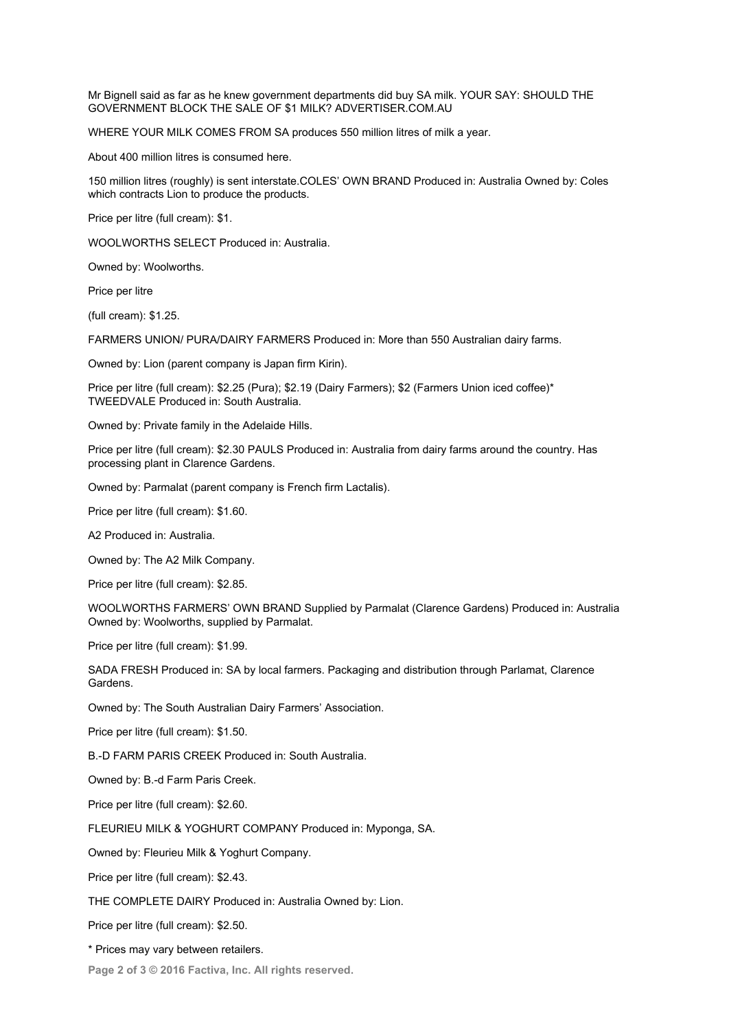Mr Bignell said as far as he knew government departments did buy SA milk. YOUR SAY: SHOULD THE GOVERNMENT BLOCK THE SALE OF $1 MILK? ADVERTISER.COM.AU

WHERE YOUR MILK COMES FROM SA produces 550 million litres of milk a year.

About 400 million litres is consumed here.

150 million litres (roughly) is sent interstate.COLES' OWN BRAND Produced in: Australia Owned by: Coles which contracts Lion to produce the products.

Price per litre (full cream): $1.

WOOLWORTHS SELECT Produced in: Australia.

Owned by: Woolworths.

Price per litre

(full cream): $1.25.

FARMERS UNION/ PURA/DAIRY FARMERS Produced in: More than 550 Australian dairy farms.

Owned by: Lion (parent company is Japan firm Kirin).

Price per litre (full cream): $2.25 (Pura); $2.19 (Dairy Farmers); $2 (Farmers Union iced coffee)* TWEEDVALE Produced in: South Australia.

Owned by: Private family in the Adelaide Hills.

Price per litre (full cream): $2.30 PAULS Produced in: Australia from dairy farms around the country. Has processing plant in Clarence Gardens.

Owned by: Parmalat (parent company is French firm Lactalis).

Price per litre (full cream): $1.60.

A2 Produced in: Australia.

Owned by: The A2 Milk Company.

Price per litre (full cream): $2.85.

WOOLWORTHS FARMERS' OWN BRAND Supplied by Parmalat (Clarence Gardens) Produced in: Australia Owned by: Woolworths, supplied by Parmalat.

Price per litre (full cream): $1.99.

SADA FRESH Produced in: SA by local farmers. Packaging and distribution through Parlamat, Clarence Gardens.

Owned by: The South Australian Dairy Farmers' Association.

Price per litre (full cream): $1.50.

B.-D FARM PARIS CREEK Produced in: South Australia.

Owned by: B.-d Farm Paris Creek.

Price per litre (full cream): $2.60.

FLEURIEU MILK & YOGHURT COMPANY Produced in: Myponga, SA.

Owned by: Fleurieu Milk & Yoghurt Company.

Price per litre (full cream): $2.43.

THE COMPLETE DAIRY Produced in: Australia Owned by: Lion.

Price per litre (full cream): $2.50.

* Prices may vary between retailers.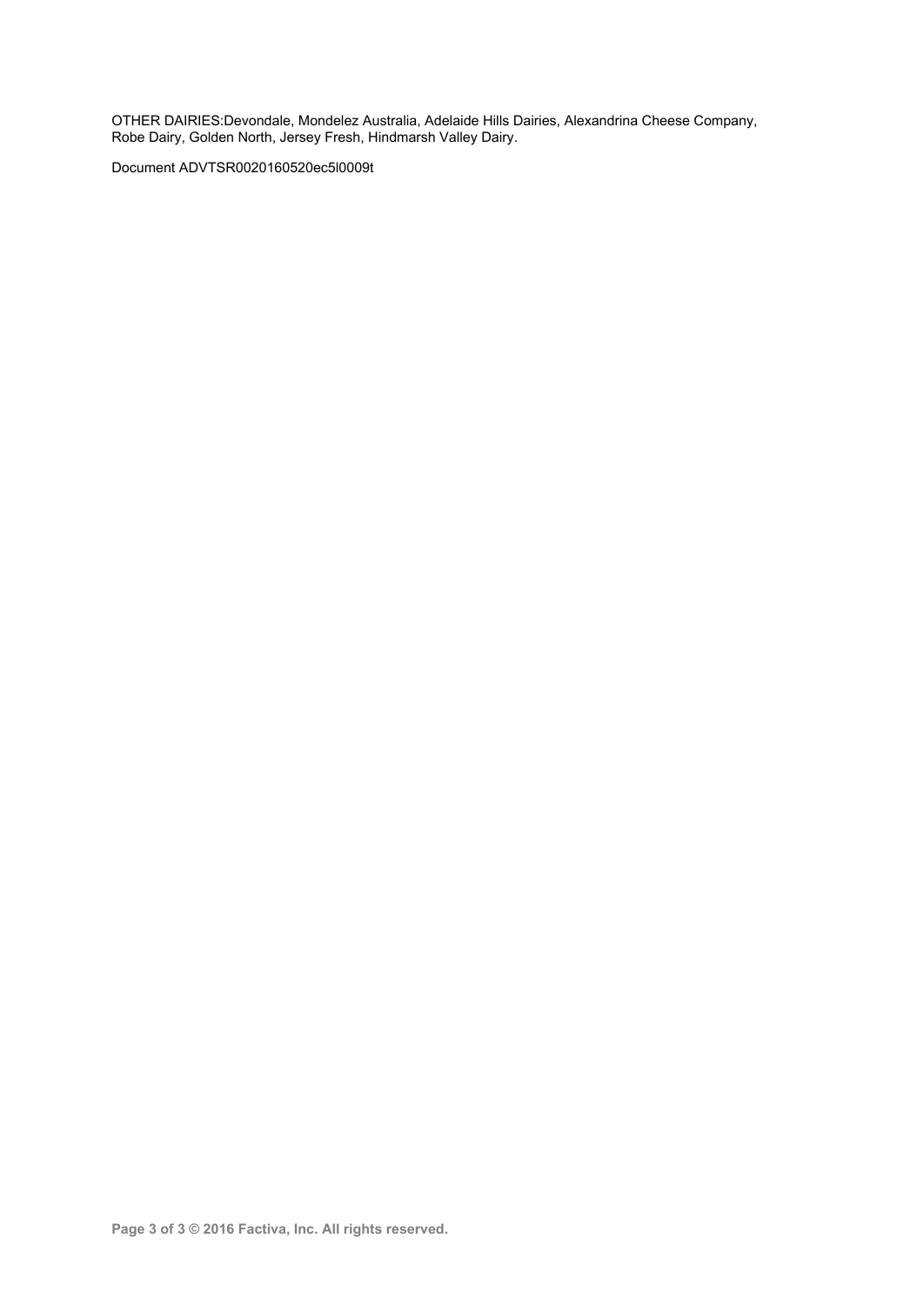OTHER DAIRIES:Devondale, Mondelez Australia, Adelaide Hills Dairies, Alexandrina Cheese Company, Robe Dairy, Golden North, Jersey Fresh, Hindmarsh Valley Dairy.

Document ADVTSR0020160520ec5l0009t